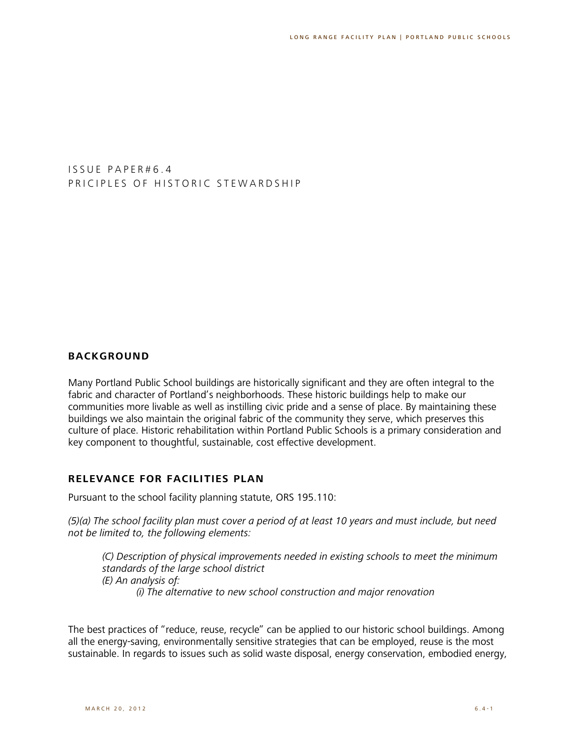# ISSUE PAPER#6.4
# PRICIPLES OF HISTORIC STEWARDSHIP

## BACKGROUND

Many Portland Public School buildings are historically significant and they are often integral to the fabric and character of Portland's neighborhoods. These historic buildings help to make our communities more livable as well as instilling civic pride and a sense of place. By maintaining these buildings we also maintain the original fabric of the community they serve, which preserves this culture of place. Historic rehabilitation within Portland Public Schools is a primary consideration and key component to thoughtful, sustainable, cost effective development.

## RELEVANCE FOR FACILITIES PLAN

Pursuant to the school facility planning statute, ORS 195.110:

*(5)(a) The school facility plan must cover a period of at least 10 years and must include, but need not be limited to, the following elements:*

> *(C) Description of physical improvements needed in existing schools to meet the minimum standards of the large school district*
> *(E) An analysis of:*
> > *(i) The alternative to new school construction and major renovation*

The best practices of "reduce, reuse, recycle" can be applied to our historic school buildings. Among all the energy-saving, environmentally sensitive strategies that can be employed, reuse is the most sustainable. In regards to issues such as solid waste disposal, energy conservation, embodied energy,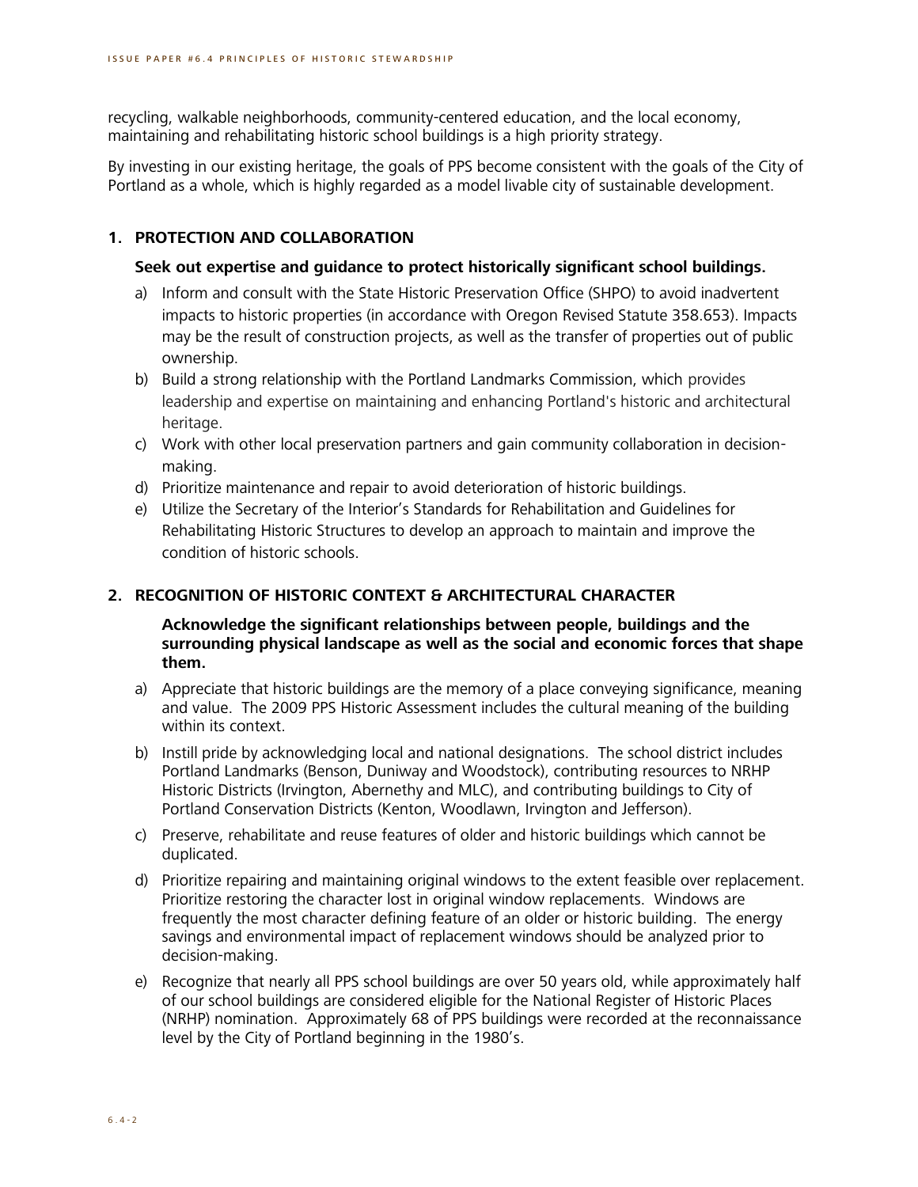recycling, walkable neighborhoods, community-centered education, and the local economy, maintaining and rehabilitating historic school buildings is a high priority strategy.

By investing in our existing heritage, the goals of PPS become consistent with the goals of the City of Portland as a whole, which is highly regarded as a model livable city of sustainable development.

## 1. PROTECTION AND COLLABORATION

**Seek out expertise and guidance to protect historically significant school buildings.**

a) Inform and consult with the State Historic Preservation Office (SHPO) to avoid inadvertent impacts to historic properties (in accordance with Oregon Revised Statute 358.653). Impacts may be the result of construction projects, as well as the transfer of properties out of public ownership.

b) Build a strong relationship with the Portland Landmarks Commission, which provides leadership and expertise on maintaining and enhancing Portland's historic and architectural heritage.

c) Work with other local preservation partners and gain community collaboration in decision-making.

d) Prioritize maintenance and repair to avoid deterioration of historic buildings.

e) Utilize the Secretary of the Interior's Standards for Rehabilitation and Guidelines for Rehabilitating Historic Structures to develop an approach to maintain and improve the condition of historic schools.

## 2. RECOGNITION OF HISTORIC CONTEXT & ARCHITECTURAL CHARACTER

**Acknowledge the significant relationships between people, buildings and the surrounding physical landscape as well as the social and economic forces that shape them.**

a) Appreciate that historic buildings are the memory of a place conveying significance, meaning and value. The 2009 PPS Historic Assessment includes the cultural meaning of the building within its context.

b) Instill pride by acknowledging local and national designations. The school district includes Portland Landmarks (Benson, Duniway and Woodstock), contributing resources to NRHP Historic Districts (Irvington, Abernethy and MLC), and contributing buildings to City of Portland Conservation Districts (Kenton, Woodlawn, Irvington and Jefferson).

c) Preserve, rehabilitate and reuse features of older and historic buildings which cannot be duplicated.

d) Prioritize repairing and maintaining original windows to the extent feasible over replacement. Prioritize restoring the character lost in original window replacements. Windows are frequently the most character defining feature of an older or historic building. The energy savings and environmental impact of replacement windows should be analyzed prior to decision-making.

e) Recognize that nearly all PPS school buildings are over 50 years old, while approximately half of our school buildings are considered eligible for the National Register of Historic Places (NRHP) nomination. Approximately 68 of PPS buildings were recorded at the reconnaissance level by the City of Portland beginning in the 1980's.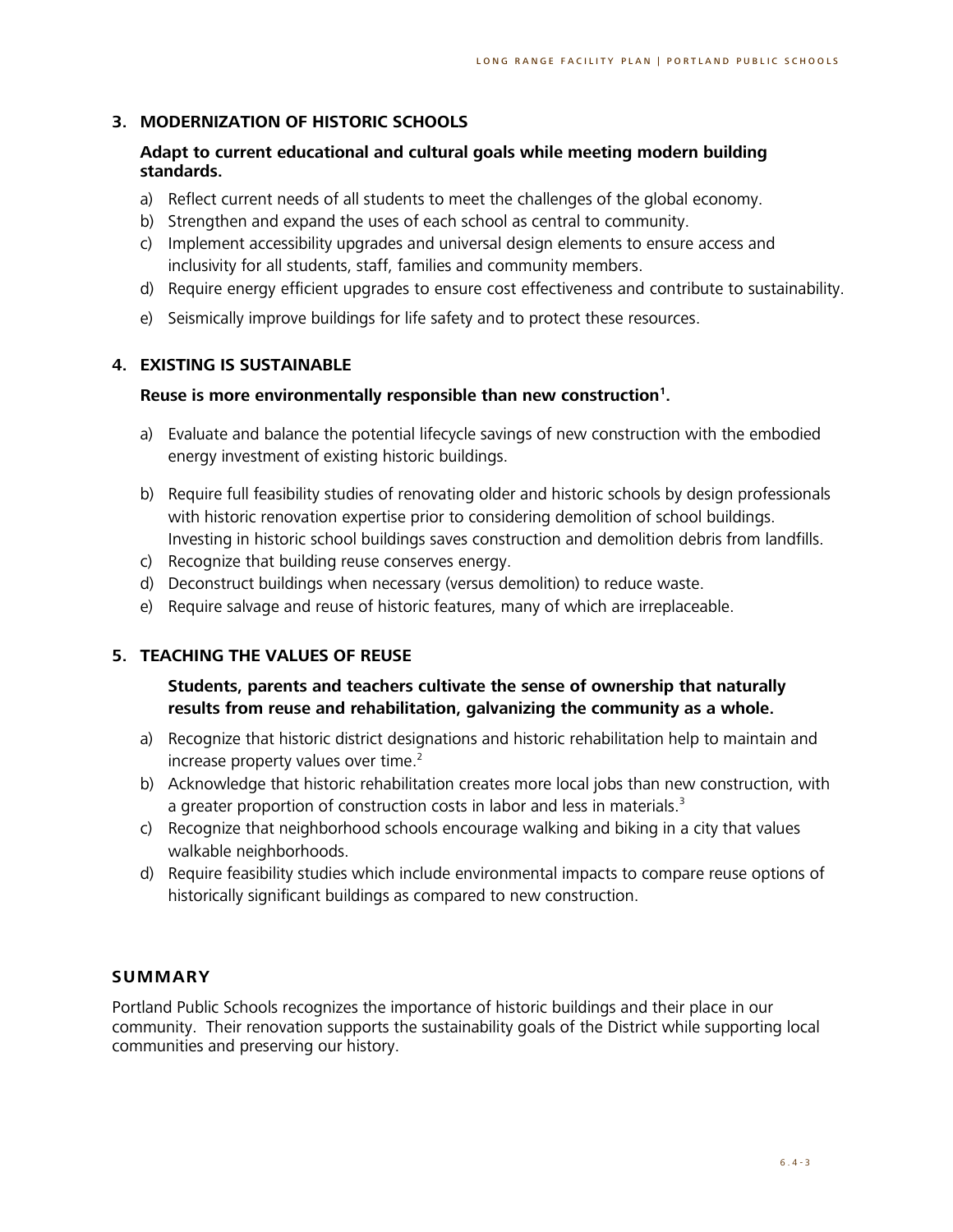### 3. MODERNIZATION OF HISTORIC SCHOOLS

**Adapt to current educational and cultural goals while meeting modern building standards.**

a) Reflect current needs of all students to meet the challenges of the global economy.
b) Strengthen and expand the uses of each school as central to community.
c) Implement accessibility upgrades and universal design elements to ensure access and inclusivity for all students, staff, families and community members.
d) Require energy efficient upgrades to ensure cost effectiveness and contribute to sustainability.
e) Seismically improve buildings for life safety and to protect these resources.

### 4. EXISTING IS SUSTAINABLE

**Reuse is more environmentally responsible than new construction[1].**

a) Evaluate and balance the potential lifecycle savings of new construction with the embodied energy investment of existing historic buildings.
b) Require full feasibility studies of renovating older and historic schools by design professionals with historic renovation expertise prior to considering demolition of school buildings. Investing in historic school buildings saves construction and demolition debris from landfills.
c) Recognize that building reuse conserves energy.
d) Deconstruct buildings when necessary (versus demolition) to reduce waste.
e) Require salvage and reuse of historic features, many of which are irreplaceable.

### 5. TEACHING THE VALUES OF REUSE

**Students, parents and teachers cultivate the sense of ownership that naturally results from reuse and rehabilitation, galvanizing the community as a whole.**

a) Recognize that historic district designations and historic rehabilitation help to maintain and increase property values over time.[2]
b) Acknowledge that historic rehabilitation creates more local jobs than new construction, with a greater proportion of construction costs in labor and less in materials.[3]
c) Recognize that neighborhood schools encourage walking and biking in a city that values walkable neighborhoods.
d) Require feasibility studies which include environmental impacts to compare reuse options of historically significant buildings as compared to new construction.

## SUMMARY

Portland Public Schools recognizes the importance of historic buildings and their place in our community. Their renovation supports the sustainability goals of the District while supporting local communities and preserving our history.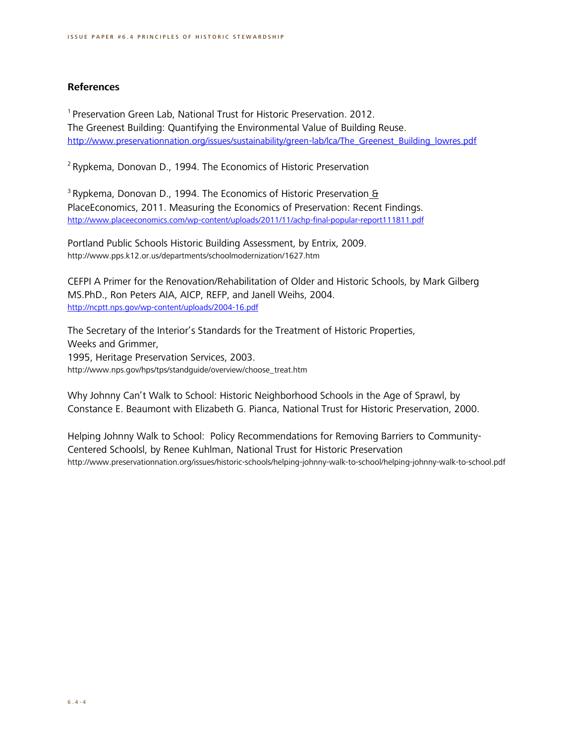## References

[1] Preservation Green Lab, National Trust for Historic Preservation. 2012.
The Greenest Building: Quantifying the Environmental Value of Building Reuse.
http://www.preservationnation.org/issues/sustainability/green-lab/lca/The_Greenest_Building_lowres.pdf

[2] Rypkema, Donovan D., 1994. The Economics of Historic Preservation

[3] Rypkema, Donovan D., 1994. The Economics of Historic Preservation &
PlaceEconomics, 2011. Measuring the Economics of Preservation: Recent Findings.
http://www.placeeconomics.com/wp-content/uploads/2011/11/achp-final-popular-report111811.pdf

Portland Public Schools Historic Building Assessment, by Entrix, 2009.
http://www.pps.k12.or.us/departments/schoolmodernization/1627.htm

CEFPI A Primer for the Renovation/Rehabilitation of Older and Historic Schools, by Mark Gilberg MS.PhD., Ron Peters AIA, AICP, REFP, and Janell Weihs, 2004.
http://ncptt.nps.gov/wp-content/uploads/2004-16.pdf

The Secretary of the Interior's Standards for the Treatment of Historic Properties,
Weeks and Grimmer,
1995, Heritage Preservation Services, 2003.
http://www.nps.gov/hps/tps/standguide/overview/choose_treat.htm

Why Johnny Can't Walk to School: Historic Neighborhood Schools in the Age of Sprawl, by Constance E. Beaumont with Elizabeth G. Pianca, National Trust for Historic Preservation, 2000.

Helping Johnny Walk to School: Policy Recommendations for Removing Barriers to Community-Centered Schoolsl, by Renee Kuhlman, National Trust for Historic Preservation
http://www.preservationnation.org/issues/historic-schools/helping-johnny-walk-to-school/helping-johnny-walk-to-school.pdf